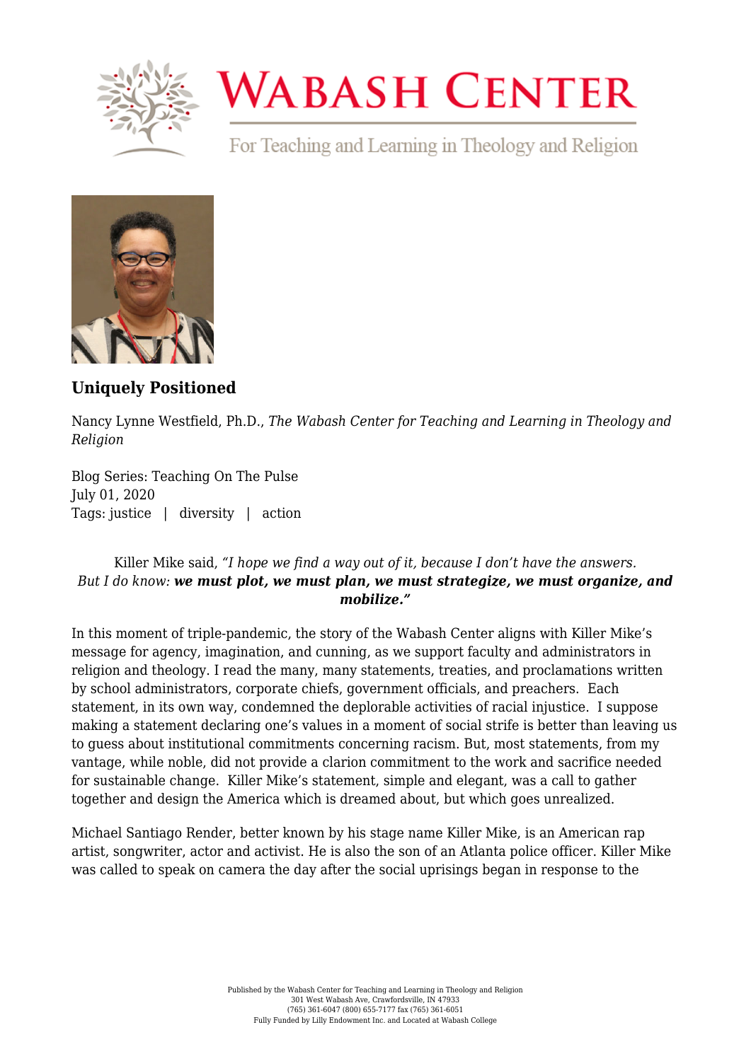# Wabash Center

For Teaching and Learning in Theology and Religion

## Uniquely Positioned

Nancy Lynne Westfield, Ph.D., *The Wabash Center for Teaching and Learning in Theology and Religion*

Blog Series: Teaching On The Pulse
July 01, 2020
Tags: justice | diversity | action

> Killer Mike said, *"I hope we find a way out of it, because I don't have the answers. But I do know:* ***we must plot, we must plan, we must strategize, we must organize, and mobilize."***

In this moment of triple-pandemic, the story of the Wabash Center aligns with Killer Mike's message for agency, imagination, and cunning, as we support faculty and administrators in religion and theology. I read the many, many statements, treaties, and proclamations written by school administrators, corporate chiefs, government officials, and preachers. Each statement, in its own way, condemned the deplorable activities of racial injustice. I suppose making a statement declaring one's values in a moment of social strife is better than leaving us to guess about institutional commitments concerning racism. But, most statements, from my vantage, while noble, did not provide a clarion commitment to the work and sacrifice needed for sustainable change. Killer Mike's statement, simple and elegant, was a call to gather together and design the America which is dreamed about, but which goes unrealized.

Michael Santiago Render, better known by his stage name Killer Mike, is an American rap artist, songwriter, actor and activist. He is also the son of an Atlanta police officer. Killer Mike was called to speak on camera the day after the social uprisings began in response to the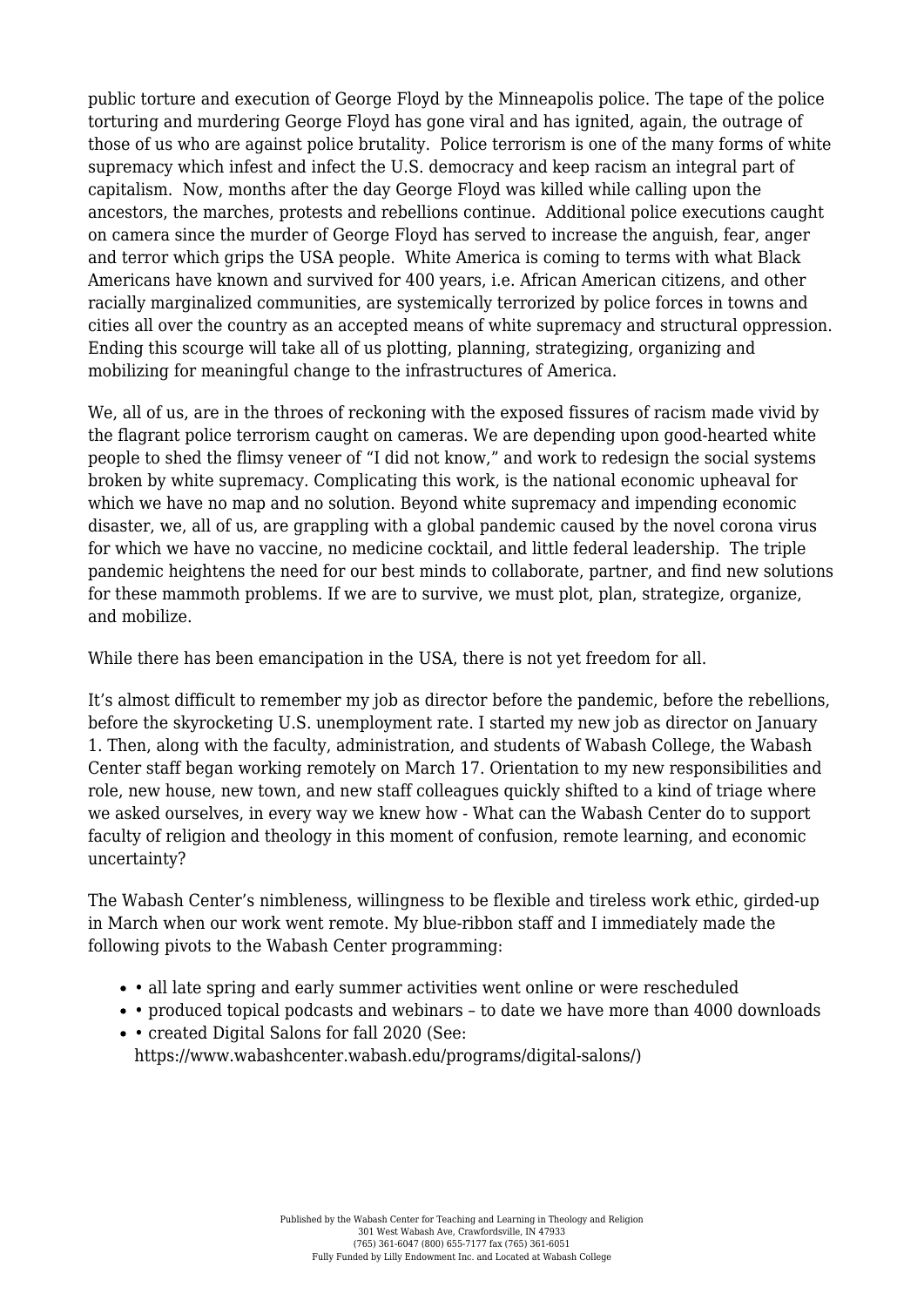public torture and execution of George Floyd by the Minneapolis police. The tape of the police torturing and murdering George Floyd has gone viral and has ignited, again, the outrage of those of us who are against police brutality. Police terrorism is one of the many forms of white supremacy which infest and infect the U.S. democracy and keep racism an integral part of capitalism. Now, months after the day George Floyd was killed while calling upon the ancestors, the marches, protests and rebellions continue. Additional police executions caught on camera since the murder of George Floyd has served to increase the anguish, fear, anger and terror which grips the USA people. White America is coming to terms with what Black Americans have known and survived for 400 years, i.e. African American citizens, and other racially marginalized communities, are systemically terrorized by police forces in towns and cities all over the country as an accepted means of white supremacy and structural oppression. Ending this scourge will take all of us plotting, planning, strategizing, organizing and mobilizing for meaningful change to the infrastructures of America.

We, all of us, are in the throes of reckoning with the exposed fissures of racism made vivid by the flagrant police terrorism caught on cameras. We are depending upon good-hearted white people to shed the flimsy veneer of "I did not know," and work to redesign the social systems broken by white supremacy. Complicating this work, is the national economic upheaval for which we have no map and no solution. Beyond white supremacy and impending economic disaster, we, all of us, are grappling with a global pandemic caused by the novel corona virus for which we have no vaccine, no medicine cocktail, and little federal leadership. The triple pandemic heightens the need for our best minds to collaborate, partner, and find new solutions for these mammoth problems. If we are to survive, we must plot, plan, strategize, organize, and mobilize.

While there has been emancipation in the USA, there is not yet freedom for all.

It's almost difficult to remember my job as director before the pandemic, before the rebellions, before the skyrocketing U.S. unemployment rate. I started my new job as director on January 1. Then, along with the faculty, administration, and students of Wabash College, the Wabash Center staff began working remotely on March 17. Orientation to my new responsibilities and role, new house, new town, and new staff colleagues quickly shifted to a kind of triage where we asked ourselves, in every way we knew how - What can the Wabash Center do to support faculty of religion and theology in this moment of confusion, remote learning, and economic uncertainty?

The Wabash Center's nimbleness, willingness to be flexible and tireless work ethic, girded-up in March when our work went remote. My blue-ribbon staff and I immediately made the following pivots to the Wabash Center programming:

- • all late spring and early summer activities went online or were rescheduled
- • produced topical podcasts and webinars – to date we have more than 4000 downloads
- • created Digital Salons for fall 2020 (See: https://www.wabashcenter.wabash.edu/programs/digital-salons/)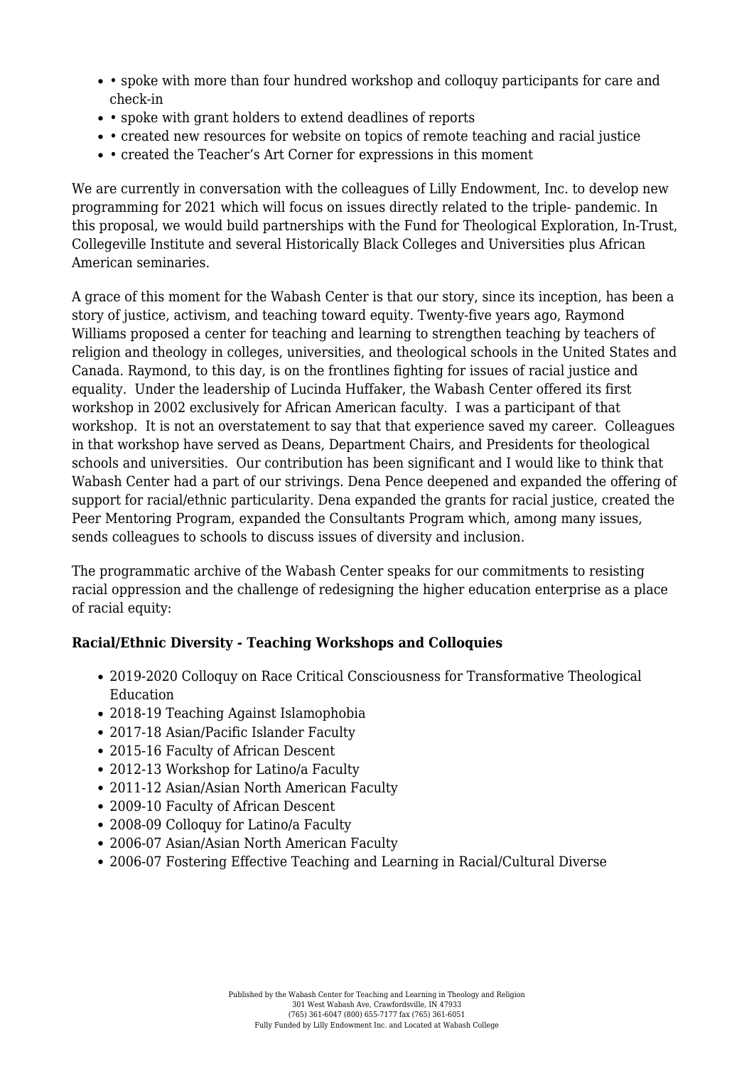- • spoke with more than four hundred workshop and colloquy participants for care and check-in
- • spoke with grant holders to extend deadlines of reports
- • created new resources for website on topics of remote teaching and racial justice
- • created the Teacher's Art Corner for expressions in this moment

We are currently in conversation with the colleagues of Lilly Endowment, Inc. to develop new programming for 2021 which will focus on issues directly related to the triple- pandemic. In this proposal, we would build partnerships with the Fund for Theological Exploration, In-Trust, Collegeville Institute and several Historically Black Colleges and Universities plus African American seminaries.

A grace of this moment for the Wabash Center is that our story, since its inception, has been a story of justice, activism, and teaching toward equity. Twenty-five years ago, Raymond Williams proposed a center for teaching and learning to strengthen teaching by teachers of religion and theology in colleges, universities, and theological schools in the United States and Canada. Raymond, to this day, is on the frontlines fighting for issues of racial justice and equality. Under the leadership of Lucinda Huffaker, the Wabash Center offered its first workshop in 2002 exclusively for African American faculty. I was a participant of that workshop. It is not an overstatement to say that that experience saved my career. Colleagues in that workshop have served as Deans, Department Chairs, and Presidents for theological schools and universities. Our contribution has been significant and I would like to think that Wabash Center had a part of our strivings. Dena Pence deepened and expanded the offering of support for racial/ethnic particularity. Dena expanded the grants for racial justice, created the Peer Mentoring Program, expanded the Consultants Program which, among many issues, sends colleagues to schools to discuss issues of diversity and inclusion.

The programmatic archive of the Wabash Center speaks for our commitments to resisting racial oppression and the challenge of redesigning the higher education enterprise as a place of racial equity:

**Racial/Ethnic Diversity - Teaching Workshops and Colloquies**

- 2019-2020 Colloquy on Race Critical Consciousness for Transformative Theological Education
- 2018-19 Teaching Against Islamophobia
- 2017-18 Asian/Pacific Islander Faculty
- 2015-16 Faculty of African Descent
- 2012-13 Workshop for Latino/a Faculty
- 2011-12 Asian/Asian North American Faculty
- 2009-10 Faculty of African Descent
- 2008-09 Colloquy for Latino/a Faculty
- 2006-07 Asian/Asian North American Faculty
- 2006-07 Fostering Effective Teaching and Learning in Racial/Cultural Diverse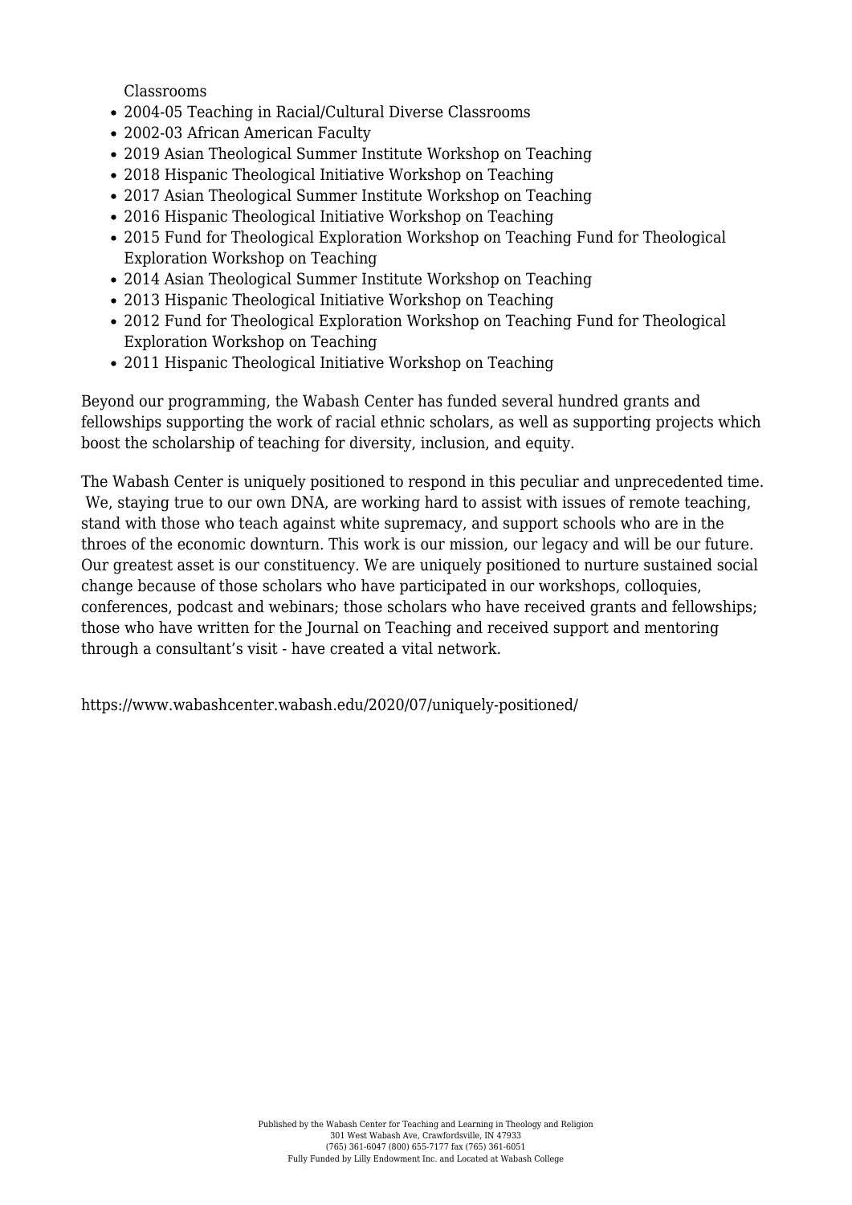Classrooms

- 2004-05 Teaching in Racial/Cultural Diverse Classrooms
- 2002-03 African American Faculty
- 2019 Asian Theological Summer Institute Workshop on Teaching
- 2018 Hispanic Theological Initiative Workshop on Teaching
- 2017 Asian Theological Summer Institute Workshop on Teaching
- 2016 Hispanic Theological Initiative Workshop on Teaching
- 2015 Fund for Theological Exploration Workshop on Teaching Fund for Theological Exploration Workshop on Teaching
- 2014 Asian Theological Summer Institute Workshop on Teaching
- 2013 Hispanic Theological Initiative Workshop on Teaching
- 2012 Fund for Theological Exploration Workshop on Teaching Fund for Theological Exploration Workshop on Teaching
- 2011 Hispanic Theological Initiative Workshop on Teaching

Beyond our programming, the Wabash Center has funded several hundred grants and fellowships supporting the work of racial ethnic scholars, as well as supporting projects which boost the scholarship of teaching for diversity, inclusion, and equity.

The Wabash Center is uniquely positioned to respond in this peculiar and unprecedented time. We, staying true to our own DNA, are working hard to assist with issues of remote teaching, stand with those who teach against white supremacy, and support schools who are in the throes of the economic downturn. This work is our mission, our legacy and will be our future. Our greatest asset is our constituency. We are uniquely positioned to nurture sustained social change because of those scholars who have participated in our workshops, colloquies, conferences, podcast and webinars; those scholars who have received grants and fellowships; those who have written for the Journal on Teaching and received support and mentoring through a consultant's visit - have created a vital network.

https://www.wabashcenter.wabash.edu/2020/07/uniquely-positioned/